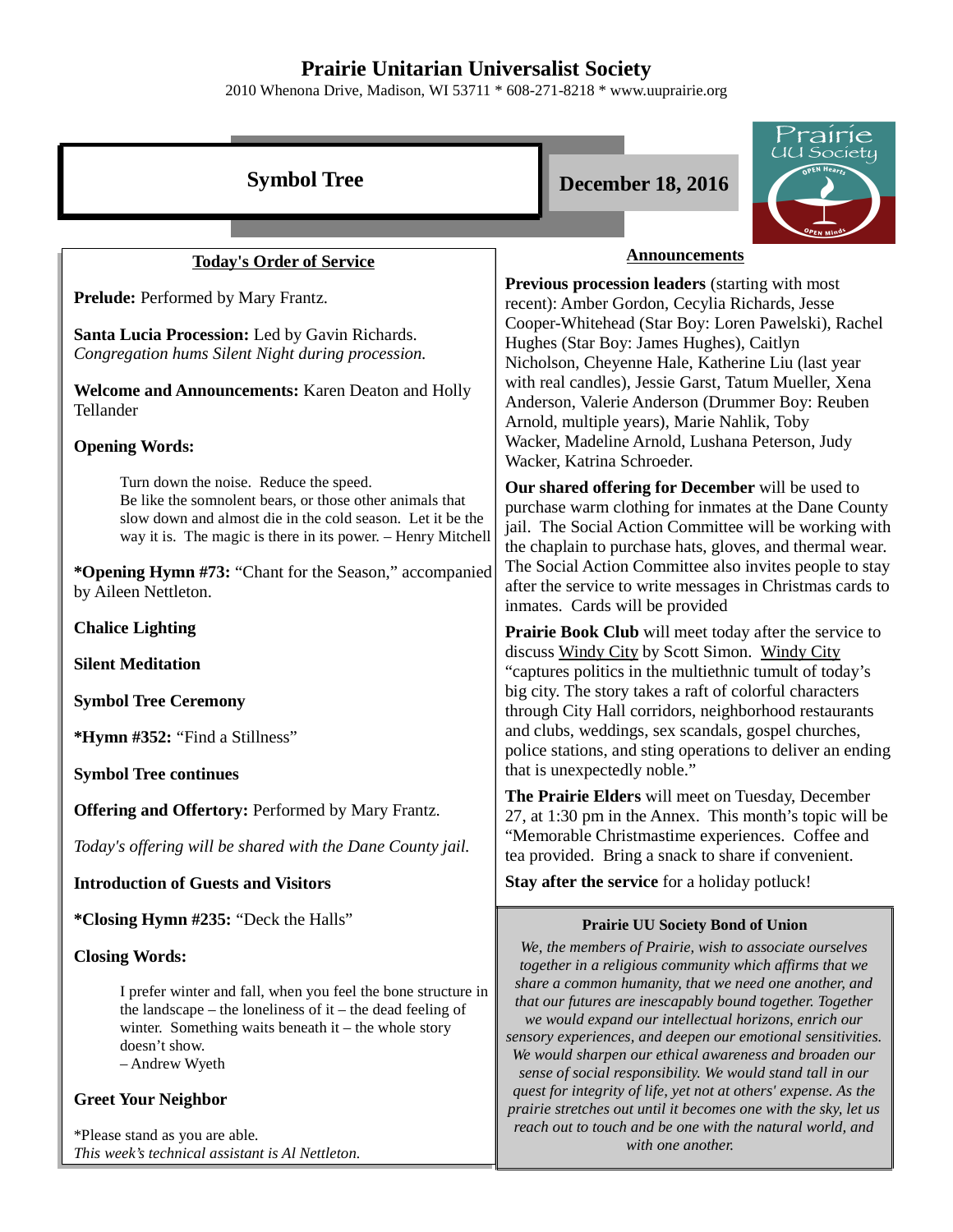# Prairie Unitarian Universalist Society

2010 Whenona Drive, Madison, WI 53711 * 608-271-8218 * www.uuprairie.org

## Symbol Tree

## December 18, 2016

### Today's Order of Service

**Prelude:** Performed by Mary Frantz.

**Santa Lucia Procession:** Led by Gavin Richards.
*Congregation hums Silent Night during procession.*

**Welcome and Announcements:** Karen Deaton and Holly Tellander

**Opening Words:**

> Turn down the noise. Reduce the speed.
> Be like the somnolent bears, or those other animals that slow down and almost die in the cold season. Let it be the way it is. The magic is there in its power. – Henry Mitchell

***Opening Hymn #73:** "Chant for the Season," accompanied by Aileen Nettleton.

**Chalice Lighting**

**Silent Meditation**

**Symbol Tree Ceremony**

***Hymn #352:** "Find a Stillness"

**Symbol Tree continues**

**Offering and Offertory:** Performed by Mary Frantz.

*Today's offering will be shared with the Dane County jail.*

**Introduction of Guests and Visitors**

***Closing Hymn #235:** "Deck the Halls"

**Closing Words:**

> I prefer winter and fall, when you feel the bone structure in the landscape – the loneliness of it – the dead feeling of winter. Something waits beneath it – the whole story doesn't show.
> – Andrew Wyeth

**Greet Your Neighbor**

*Please stand as you are able.
*This week's technical assistant is Al Nettleton.*

### Announcements

**Previous procession leaders** (starting with most recent): Amber Gordon, Cecylia Richards, Jesse Cooper-Whitehead (Star Boy: Loren Pawelski), Rachel Hughes (Star Boy: James Hughes), Caitlyn Nicholson, Cheyenne Hale, Katherine Liu (last year with real candles), Jessie Garst, Tatum Mueller, Xena Anderson, Valerie Anderson (Drummer Boy: Reuben Arnold, multiple years), Marie Nahlik, Toby Wacker, Madeline Arnold, Lushana Peterson, Judy Wacker, Katrina Schroeder.

**Our shared offering for December** will be used to purchase warm clothing for inmates at the Dane County jail. The Social Action Committee will be working with the chaplain to purchase hats, gloves, and thermal wear. The Social Action Committee also invites people to stay after the service to write messages in Christmas cards to inmates. Cards will be provided

**Prairie Book Club** will meet today after the service to discuss Windy City by Scott Simon. Windy City "captures politics in the multiethnic tumult of today's big city. The story takes a raft of colorful characters through City Hall corridors, neighborhood restaurants and clubs, weddings, sex scandals, gospel churches, police stations, and sting operations to deliver an ending that is unexpectedly noble."

**The Prairie Elders** will meet on Tuesday, December 27, at 1:30 pm in the Annex. This month's topic will be "Memorable Christmastime experiences. Coffee and tea provided. Bring a snack to share if convenient.

**Stay after the service** for a holiday potluck!

#### Prairie UU Society Bond of Union

*We, the members of Prairie, wish to associate ourselves together in a religious community which affirms that we share a common humanity, that we need one another, and that our futures are inescapably bound together. Together we would expand our intellectual horizons, enrich our sensory experiences, and deepen our emotional sensitivities. We would sharpen our ethical awareness and broaden our sense of social responsibility. We would stand tall in our quest for integrity of life, yet not at others' expense. As the prairie stretches out until it becomes one with the sky, let us reach out to touch and be one with the natural world, and with one another.*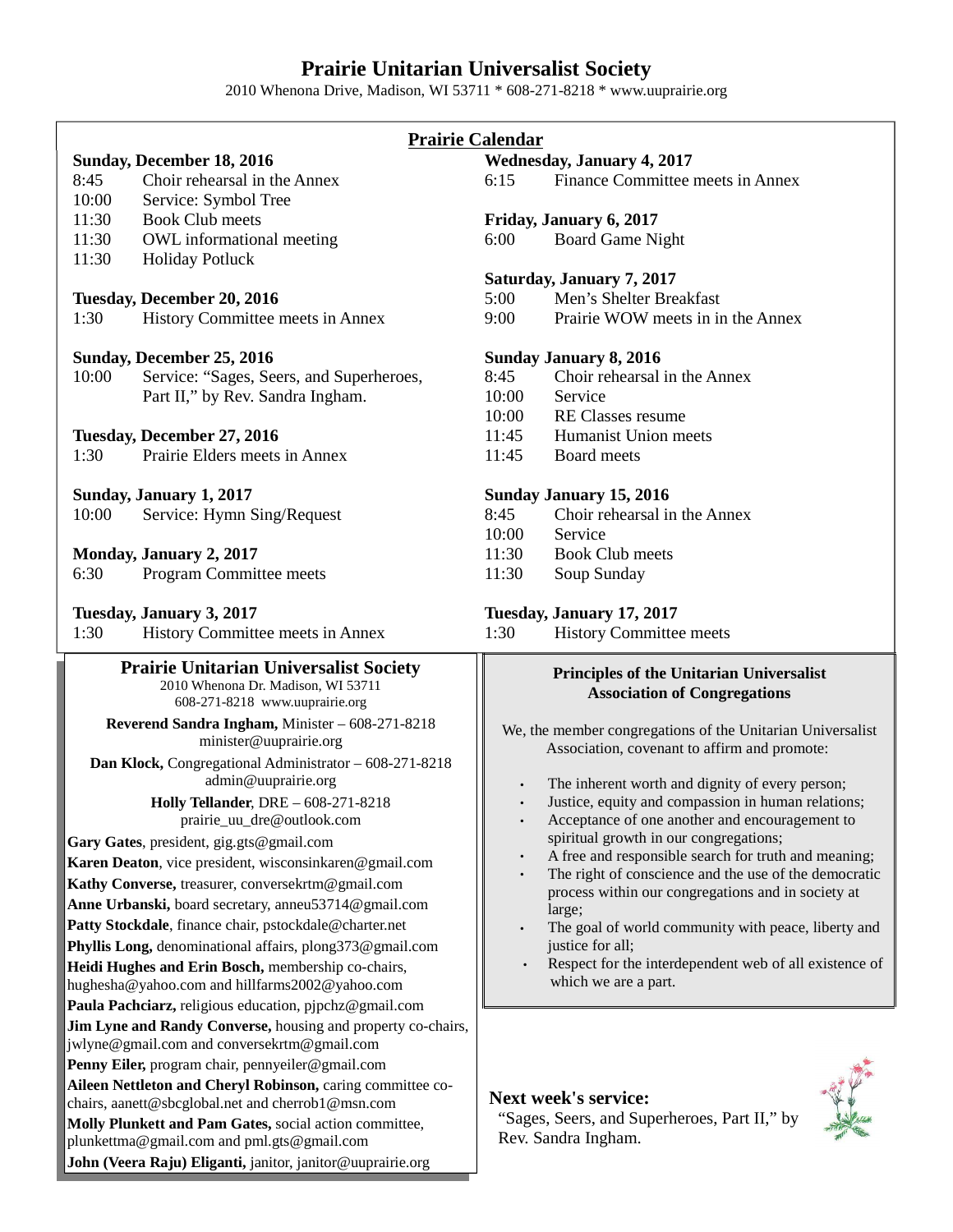# Prairie Unitarian Universalist Society

2010 Whenona Drive, Madison, WI 53711 * 608-271-8218 * www.uuprairie.org

## Prairie Calendar

**Sunday, December 18, 2016**
- 8:45 Choir rehearsal in the Annex
- 10:00 Service: Symbol Tree
- 11:30 Book Club meets
- 11:30 OWL informational meeting
- 11:30 Holiday Potluck

**Tuesday, December 20, 2016**
- 1:30 History Committee meets in Annex

**Sunday, December 25, 2016**
- 10:00 Service: "Sages, Seers, and Superheroes, Part II," by Rev. Sandra Ingham.

**Tuesday, December 27, 2016**
- 1:30 Prairie Elders meets in Annex

**Sunday, January 1, 2017**
- 10:00 Service: Hymn Sing/Request

**Monday, January 2, 2017**
- 6:30 Program Committee meets

**Tuesday, January 3, 2017**
- 1:30 History Committee meets in Annex

**Wednesday, January 4, 2017**
- 6:15 Finance Committee meets in Annex

**Friday, January 6, 2017**
- 6:00 Board Game Night

**Saturday, January 7, 2017**
- 5:00 Men's Shelter Breakfast
- 9:00 Prairie WOW meets in in the Annex

**Sunday January 8, 2016**
- 8:45 Choir rehearsal in the Annex
- 10:00 Service
- 10:00 RE Classes resume
- 11:45 Humanist Union meets
- 11:45 Board meets

**Sunday January 15, 2016**
- 8:45 Choir rehearsal in the Annex
- 10:00 Service
- 11:30 Book Club meets
- 11:30 Soup Sunday

**Tuesday, January 17, 2017**
- 1:30 History Committee meets

### Prairie Unitarian Universalist Society

2010 Whenona Dr. Madison, WI 53711
608-271-8218 www.uuprairie.org

**Reverend Sandra Ingham,** Minister – 608-271-8218
minister@uuprairie.org

**Dan Klock,** Congregational Administrator – 608-271-8218
admin@uuprairie.org

**Holly Tellander**, DRE – 608-271-8218
prairie_uu_dre@outlook.com

**Gary Gates**, president, gig.gts@gmail.com
**Karen Deaton**, vice president, wisconsinkaren@gmail.com
**Kathy Converse,** treasurer, conversekrtm@gmail.com
**Anne Urbanski,** board secretary, anneu53714@gmail.com
**Patty Stockdale**, finance chair, pstockdale@charter.net
**Phyllis Long,** denominational affairs, plong373@gmail.com
**Heidi Hughes and Erin Bosch,** membership co-chairs, hughesha@yahoo.com and hillfarms2002@yahoo.com
**Paula Pachciarz,** religious education, pjpchz@gmail.com
**Jim Lyne and Randy Converse,** housing and property co-chairs, jwlyne@gmail.com and conversekrtm@gmail.com
**Penny Eiler,** program chair, pennyeiler@gmail.com
**Aileen Nettleton and Cheryl Robinson,** caring committee co-chairs, aanett@sbcglobal.net and cherrob1@msn.com
**Molly Plunkett and Pam Gates,** social action committee, plunkettma@gmail.com and pml.gts@gmail.com
**John (Veera Raju) Eliganti,** janitor, janitor@uuprairie.org

### Principles of the Unitarian Universalist Association of Congregations

We, the member congregations of the Unitarian Universalist Association, covenant to affirm and promote:

- The inherent worth and dignity of every person;
- Justice, equity and compassion in human relations;
- Acceptance of one another and encouragement to spiritual growth in our congregations;
- A free and responsible search for truth and meaning;
- The right of conscience and the use of the democratic process within our congregations and in society at large;
- The goal of world community with peace, liberty and justice for all;
- Respect for the interdependent web of all existence of which we are a part.

**Next week's service:**
"Sages, Seers, and Superheroes, Part II," by Rev. Sandra Ingham.